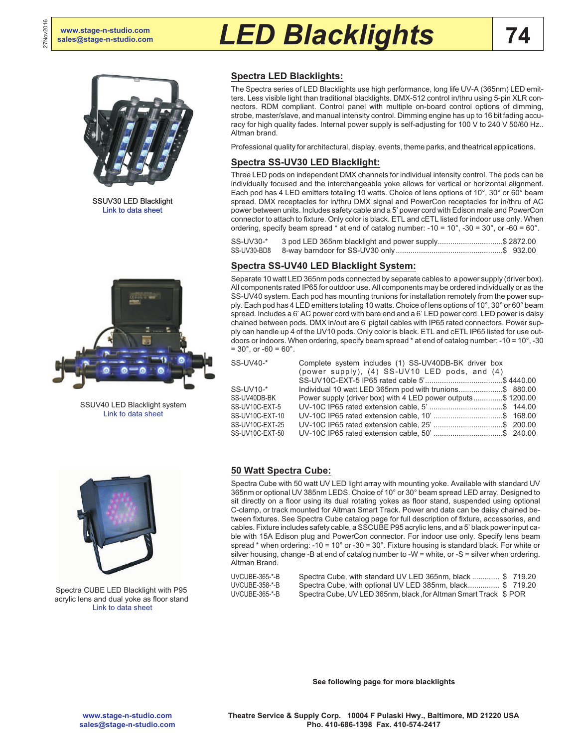# LED Blacklights

## Spectra LED Blacklights:

The Spectra series of LED Blacklights use high performance, long life UV-A (365nm) LED emitters. Less visible light than traditional blacklights. DMX-512 control in/thru using 5-pin XLR connectors. RDM compliant. Control panel with multiple on-board control options of dimming, strobe, master/slave, and manual intensity control. Dimming engine has up to 16 bit fading accuracy for high quality fades. Internal power supply is self-adjusting for 100 V to 240 V 50/60 Hz.. Altman brand.

Professional quality for architectural, display, events, theme parks, and theatrical applications.

SSUV30 LED Blacklight
Link to data sheet

## Spectra SS-UV30 LED Blacklight:

Three LED pods on independent DMX channels for individual intensity control. The pods can be individually focused and the interchangeable yoke allows for vertical or horizontal alignment. Each pod has 4 LED emitters totaling 10 watts. Choice of lens options of 10°, 30° or 60° beam spread. DMX receptacles for in/thru DMX signal and PowerCon receptacles for in/thru of AC power between units. Includes safety cable and a 5' power cord with Edison male and PowerCon connector to attach to fixture. Only color is black. ETL and cETL listed for indoor use only. When ordering, specify beam spread * at end of catalog number: -10 = 10°, -30 = 30°, or -60 = 60°.

| Catalog # | Description | Price |
|---|---|---|
| SS-UV30-* | 3 pod LED 365nm blacklight and power supply | $ 2872.00 |
| SS-UV30-BD8 | 8-way barndoor for SS-UV30 only | $ 932.00 |

## Spectra SS-UV40 LED Blacklight System:

Separate 10 watt LED 365nm pods connected by separate cables to a power supply (driver box). All components rated IP65 for outdoor use. All components may be ordered individually or as the SS-UV40 system. Each pod has mounting trunions for installation remotely from the power supply. Each pod has 4 LED emitters totaling 10 watts. Choice of lens options of 10°, 30° or 60° beam spread. Includes a 6' AC power cord with bare end and a 6' LED power cord. LED power is daisy chained between pods. DMX in/out are 6' pigtail cables with IP65 rated connectors. Power supply can handle up 4 of the UV10 pods. Only color is black. ETL and cETL IP65 listed for use outdoors or indoors. When ordering, specify beam spread * at end of catalog number: -10 = 10°, -30 = 30°, or -60 = 60°.

SSUV40 LED Blacklight system
Link to data sheet

| Catalog # | Description | Price |
|---|---|---|
| SS-UV40-* | Complete system includes (1) SS-UV40DB-BK driver box (power supply), (4) SS-UV10 LED pods, and (4) SS-UV10C-EXT-5 IP65 rated cable 5' | $ 4440.00 |
| SS-UV10-* | Individual 10 watt LED 365nm pod with trunions | $ 880.00 |
| SS-UV40DB-BK | Power supply (driver box) with 4 LED power outputs | $ 1200.00 |
| SS-UV10C-EXT-5 | UV-10C IP65 rated extension cable, 5' | $ 144.00 |
| SS-UV10C-EXT-10 | UV-10C IP65 rated extension cable, 10' | $ 168.00 |
| SS-UV10C-EXT-25 | UV-10C IP65 rated extension cable, 25' | $ 200.00 |
| SS-UV10C-EXT-50 | UV-10C IP65 rated extension cable, 50' | $ 240.00 |

## 50 Watt Spectra Cube:

Spectra Cube with 50 watt UV LED light array with mounting yoke. Available with standard UV 365nm or optional UV 385nm LEDS. Choice of 10° or 30° beam spread LED array. Designed to sit directly on a floor using its dual rotating yokes as floor stand, suspended using optional C-clamp, or track mounted for Altman Smart Track. Power and data can be daisy chained between fixtures. See Spectra Cube catalog page for full description of fixture, accessories, and cables. Fixture includes safety cable, a SSCUBE P95 acrylic lens, and a 5' black power input cable with 15A Edison plug and PowerCon connector. For indoor use only. Specify lens beam spread * when ordering: -10 = 10° or -30 = 30°. Fixture housing is standard black. For white or silver housing, change -B at end of catalog number to -W = white, or -S = silver when ordering. Altman Brand.

Spectra CUBE LED Blacklight with P95 acrylic lens and dual yoke as floor stand
Link to data sheet

| Catalog # | Description | Price |
|---|---|---|
| UVCUBE-365-*-B | Spectra Cube, with standard UV LED 365nm, black | $ 719.20 |
| UVCUBE-358-*-B | Spectra Cube, with optional UV LED 385nm, black | $ 719.20 |
| UVCUBE-365-*-B | Spectra Cube, UV LED 365nm, black ,for Altman Smart Track | $ POR |

**See following page for more blacklights**

**Theatre Service & Supply Corp. 10004 F Pulaski Hwy., Baltimore, MD 21220 USA**
**Pho. 410-686-1398 Fax. 410-574-2417**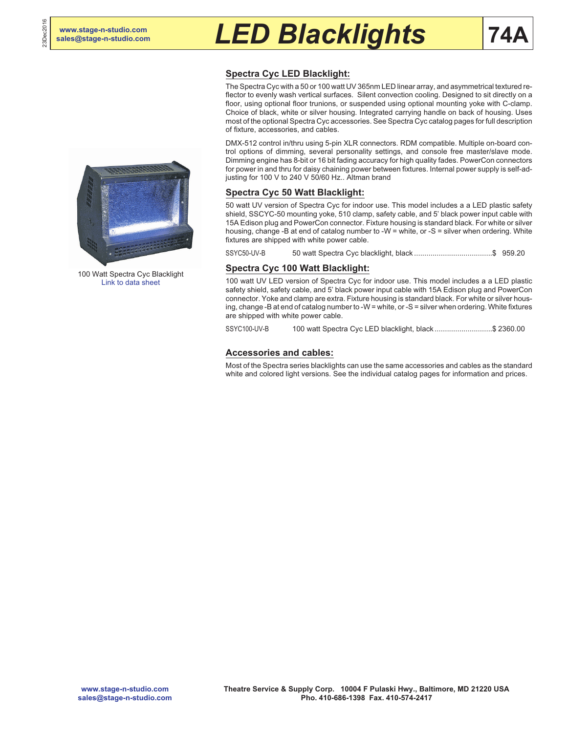# LED Blacklights

## Spectra Cyc LED Blacklight:

The Spectra Cyc with a 50 or 100 watt UV 365nm LED linear array, and asymmetrical textured reflector to evenly wash vertical surfaces. Silent convection cooling. Designed to sit directly on a floor, using optional floor trunions, or suspended using optional mounting yoke with C-clamp. Choice of black, white or silver housing. Integrated carrying handle on back of housing. Uses most of the optional Spectra Cyc accessories. See Spectra Cyc catalog pages for full description of fixture, accessories, and cables.

DMX-512 control in/thru using 5-pin XLR connectors. RDM compatible. Multiple on-board control options of dimming, several personality settings, and console free master/slave mode. Dimming engine has 8-bit or 16 bit fading accuracy for high quality fades. PowerCon connectors for power in and thru for daisy chaining power between fixtures. Internal power supply is self-adjusting for 100 V to 240 V 50/60 Hz.. Altman brand

100 Watt Spectra Cyc Blacklight
Link to data sheet

## Spectra Cyc 50 Watt Blacklight:

50 watt UV version of Spectra Cyc for indoor use. This model includes a a LED plastic safety shield, SSCYC-50 mounting yoke, 510 clamp, safety cable, and 5' black power input cable with 15A Edison plug and PowerCon connector. Fixture housing is standard black. For white or silver housing, change -B at end of catalog number to -W = white, or -S = silver when ordering. White fixtures are shipped with white power cable.

SSYC50-UV-B 50 watt Spectra Cyc blacklight, black ......................................$ 959.20

## Spectra Cyc 100 Watt Blacklight:

100 watt UV LED version of Spectra Cyc for indoor use. This model includes a a LED plastic safety shield, safety cable, and 5' black power input cable with 15A Edison plug and PowerCon connector. Yoke and clamp are extra. Fixture housing is standard black. For white or silver housing, change -B at end of catalog number to -W = white, or -S = silver when ordering. White fixtures are shipped with white power cable.

SSYC100-UV-B 100 watt Spectra Cyc LED blacklight, black ............................$ 2360.00

## Accessories and cables:

Most of the Spectra series blacklights can use the same accessories and cables as the standard white and colored light versions. See the individual catalog pages for information and prices.